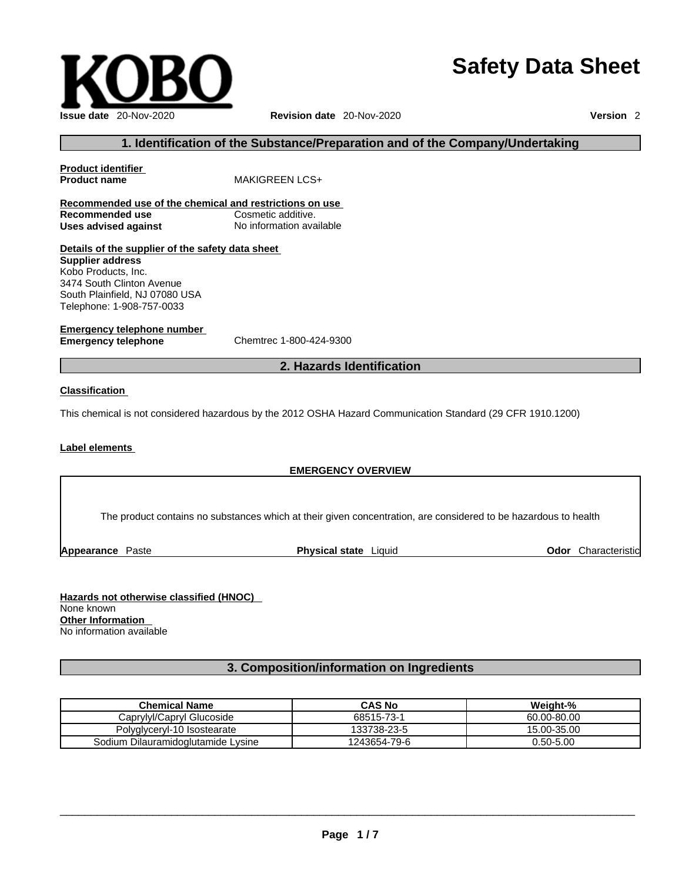KOBO

# Safety Data Sheet

**Issue date** 20-Nov-2020 **Revision date** 20-Nov-2020 **Version** 2

## 1. Identification of the Substance/Preparation and of the Company/Undertaking

**Product identifier**
**Product name** MAKIGREEN LCS+

**Recommended use of the chemical and restrictions on use**
**Recommended use** Cosmetic additive.
**Uses advised against** No information available

**Details of the supplier of the safety data sheet**
**Supplier address**
Kobo Products, Inc.
3474 South Clinton Avenue
South Plainfield, NJ 07080 USA
Telephone: 1-908-757-0033

**Emergency telephone number**
**Emergency telephone** Chemtrec 1-800-424-9300

## 2. Hazards Identification

**Classification**

This chemical is not considered hazardous by the 2012 OSHA Hazard Communication Standard (29 CFR 1910.1200)

**Label elements**

**EMERGENCY OVERVIEW**

The product contains no substances which at their given concentration, are considered to be hazardous to health

**Appearance** Paste **Physical state** Liquid **Odor** Characteristic

**Hazards not otherwise classified (HNOC)**
None known
**Other Information**
No information available

## 3. Composition/information on Ingredients

| Chemical Name | CAS No | Weight-% |
| --- | --- | --- |
| Caprylyl/Capryl Glucoside | 68515-73-1 | 60.00-80.00 |
| Polyglyceryl-10 Isostearate | 133738-23-5 | 15.00-35.00 |
| Sodium Dilauramidoglutamide Lysine | 1243654-79-6 | 0.50-5.00 |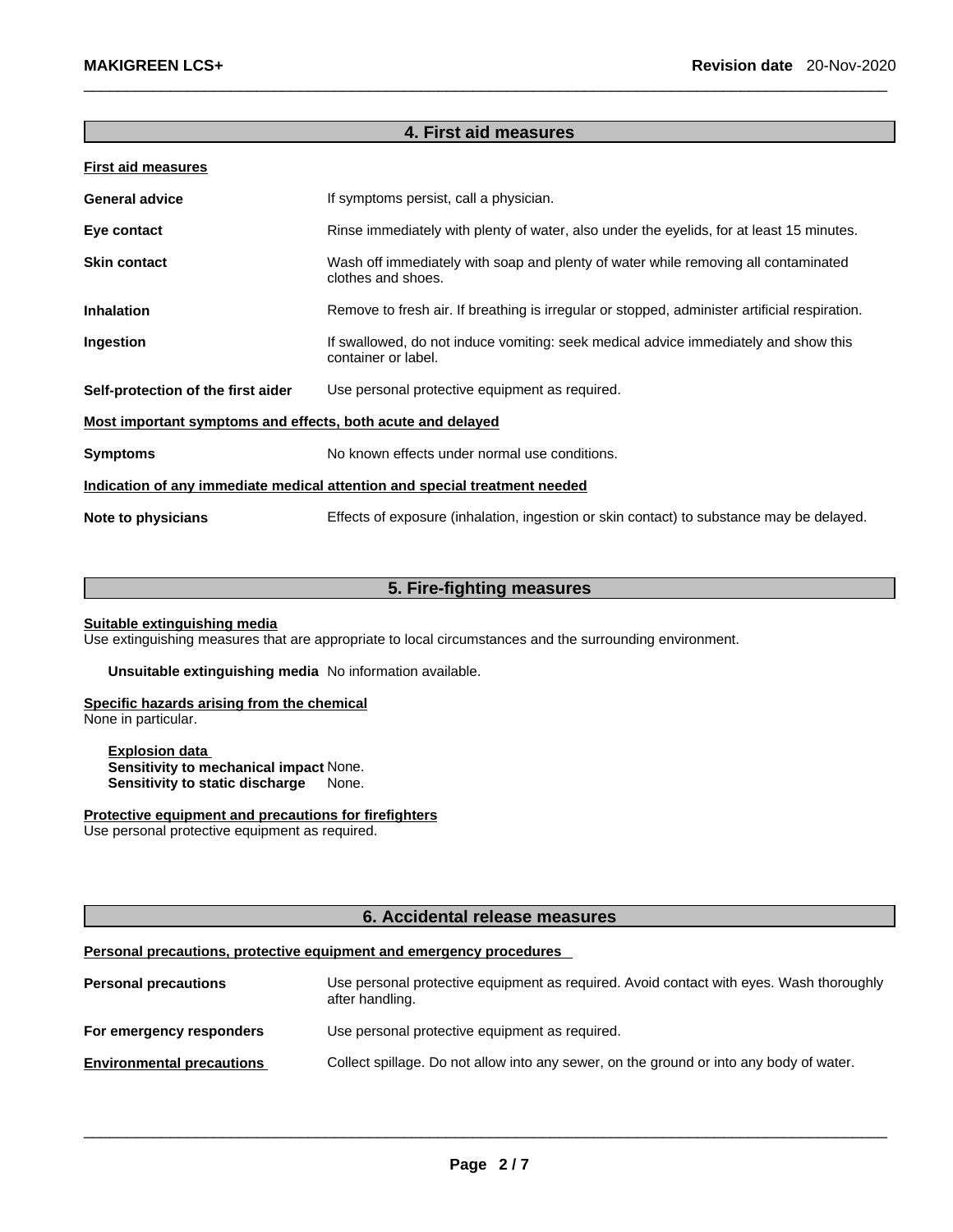## 4. First aid measures

**First aid measures**

| | |
|---|---|
| **General advice** | If symptoms persist, call a physician. |
| **Eye contact** | Rinse immediately with plenty of water, also under the eyelids, for at least 15 minutes. |
| **Skin contact** | Wash off immediately with soap and plenty of water while removing all contaminated clothes and shoes. |
| **Inhalation** | Remove to fresh air. If breathing is irregular or stopped, administer artificial respiration. |
| **Ingestion** | If swallowed, do not induce vomiting: seek medical advice immediately and show this container or label. |
| **Self-protection of the first aider** | Use personal protective equipment as required. |

**Most important symptoms and effects, both acute and delayed**

| | |
|---|---|
| **Symptoms** | No known effects under normal use conditions. |

**Indication of any immediate medical attention and special treatment needed**

| | |
|---|---|
| **Note to physicians** | Effects of exposure (inhalation, ingestion or skin contact) to substance may be delayed. |

## 5. Fire-fighting measures

**Suitable extinguishing media**

Use extinguishing measures that are appropriate to local circumstances and the surrounding environment.

**Unsuitable extinguishing media** No information available.

**Specific hazards arising from the chemical**

None in particular.

**Explosion data**

**Sensitivity to mechanical impact** None.

**Sensitivity to static discharge** None.

**Protective equipment and precautions for firefighters**

Use personal protective equipment as required.

## 6. Accidental release measures

**Personal precautions, protective equipment and emergency procedures**

| | |
|---|---|
| **Personal precautions** | Use personal protective equipment as required. Avoid contact with eyes. Wash thoroughly after handling. |
| **For emergency responders** | Use personal protective equipment as required. |
| **Environmental precautions** | Collect spillage. Do not allow into any sewer, on the ground or into any body of water. |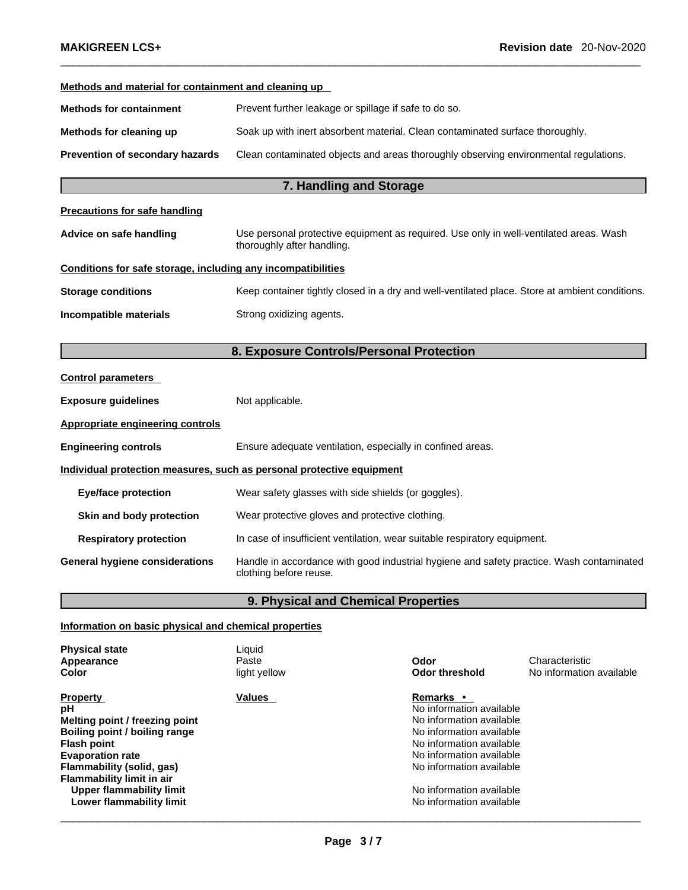**Methods and material for containment and cleaning up**

**Methods for containment** Prevent further leakage or spillage if safe to do so.

**Methods for cleaning up** Soak up with inert absorbent material. Clean contaminated surface thoroughly.

**Prevention of secondary hazards** Clean contaminated objects and areas thoroughly observing environmental regulations.

## 7. Handling and Storage

**Precautions for safe handling**

**Advice on safe handling** Use personal protective equipment as required. Use only in well-ventilated areas. Wash thoroughly after handling.

**Conditions for safe storage, including any incompatibilities**

**Storage conditions** Keep container tightly closed in a dry and well-ventilated place. Store at ambient conditions.

**Incompatible materials** Strong oxidizing agents.

## 8. Exposure Controls/Personal Protection

**Control parameters**

**Exposure guidelines** Not applicable.

**Appropriate engineering controls**

**Engineering controls** Ensure adequate ventilation, especially in confined areas.

**Individual protection measures, such as personal protective equipment**

**Eye/face protection** Wear safety glasses with side shields (or goggles).

**Skin and body protection** Wear protective gloves and protective clothing.

**Respiratory protection** In case of insufficient ventilation, wear suitable respiratory equipment.

**General hygiene considerations** Handle in accordance with good industrial hygiene and safety practice. Wash contaminated clothing before reuse.

## 9. Physical and Chemical Properties

**Information on basic physical and chemical properties**

| | | | |
|---|---|---|---|
| **Physical state** | Liquid | | |
| **Appearance** | Paste | **Odor** | Characteristic |
| **Color** | light yellow | **Odor threshold** | No information available |

| **Property** | **Values** | **Remarks •** |
|---|---|---|
| **pH** | | No information available |
| **Melting point / freezing point** | | No information available |
| **Boiling point / boiling range** | | No information available |
| **Flash point** | | No information available |
| **Evaporation rate** | | No information available |
| **Flammability (solid, gas)** | | No information available |
| **Flammability limit in air** | | |
| **Upper flammability limit** | | No information available |
| **Lower flammability limit** | | No information available |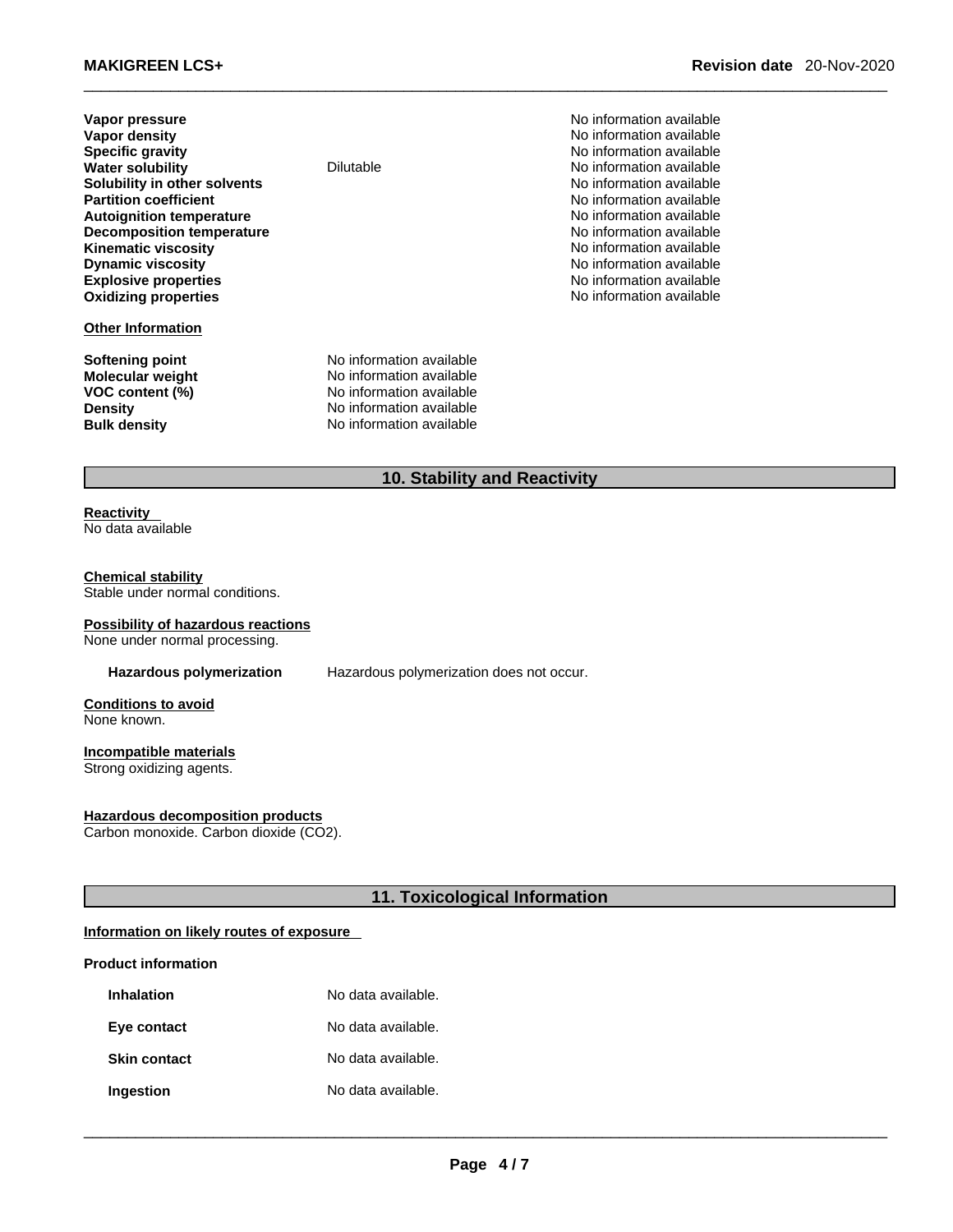| Property | Values | Remarks • Method |
|---|---|---|
| **Vapor pressure** | | No information available |
| **Vapor density** | | No information available |
| **Specific gravity** | | No information available |
| **Water solubility** | Dilutable | No information available |
| **Solubility in other solvents** | | No information available |
| **Partition coefficient** | | No information available |
| **Autoignition temperature** | | No information available |
| **Decomposition temperature** | | No information available |
| **Kinematic viscosity** | | No information available |
| **Dynamic viscosity** | | No information available |
| **Explosive properties** | | No information available |
| **Oxidizing properties** | | No information available |

**Other Information**

| | |
|---|---|
| **Softening point** | No information available |
| **Molecular weight** | No information available |
| **VOC content (%)** | No information available |
| **Density** | No information available |
| **Bulk density** | No information available |

## 10. Stability and Reactivity

**Reactivity**
No data available

**Chemical stability**
Stable under normal conditions.

**Possibility of hazardous reactions**
None under normal processing.

**Hazardous polymerization** Hazardous polymerization does not occur.

**Conditions to avoid**
None known.

**Incompatible materials**
Strong oxidizing agents.

**Hazardous decomposition products**
Carbon monoxide. Carbon dioxide ($CO_2$).

## 11. Toxicological Information

**Information on likely routes of exposure**

**Product information**

| | |
|---|---|
| **Inhalation** | No data available. |
| **Eye contact** | No data available. |
| **Skin contact** | No data available. |
| **Ingestion** | No data available. |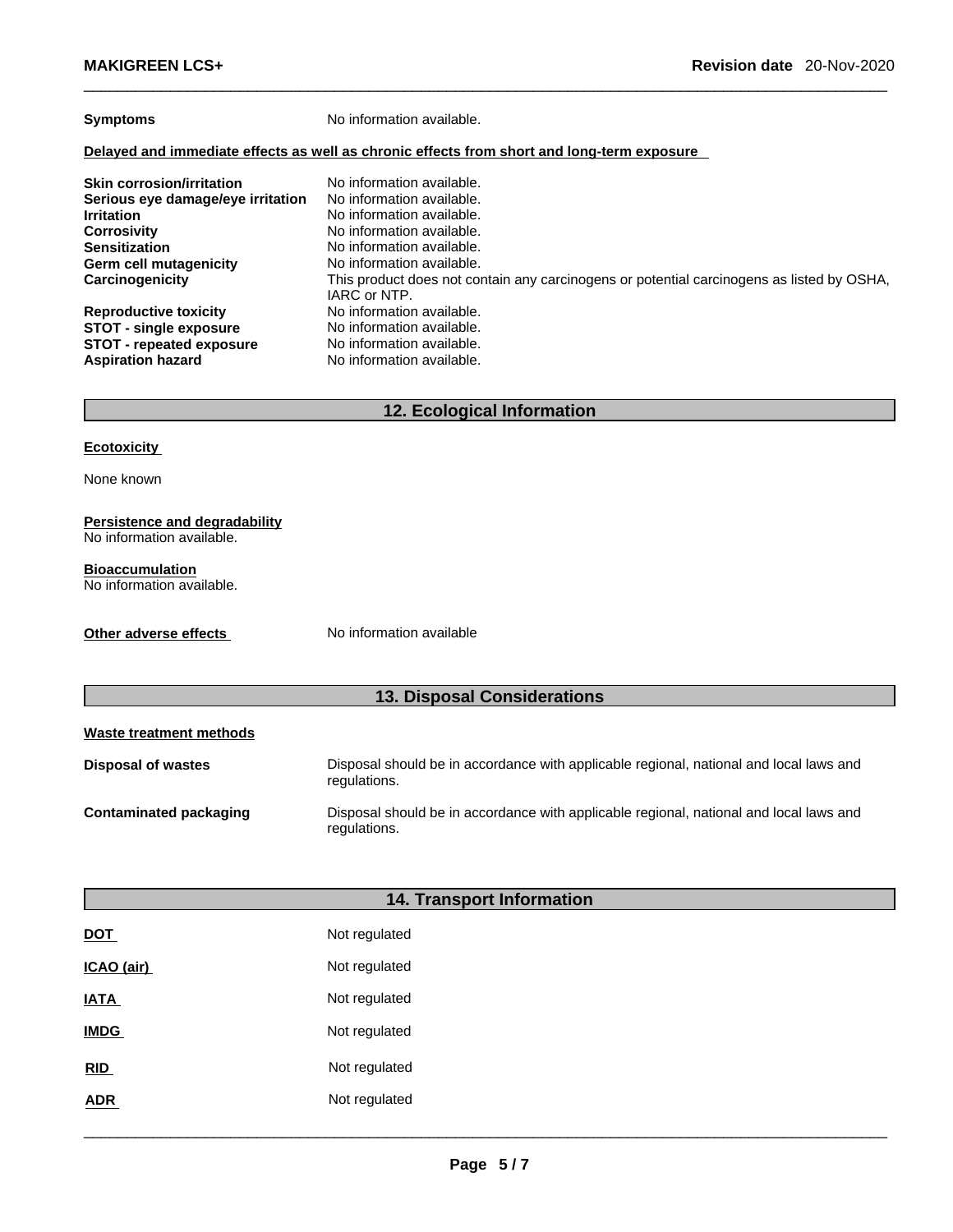**Symptoms** No information available.

**Delayed and immediate effects as well as chronic effects from short and long-term exposure**

| | |
|---|---|
| **Skin corrosion/irritation** | No information available. |
| **Serious eye damage/eye irritation** | No information available. |
| **Irritation** | No information available. |
| **Corrosivity** | No information available. |
| **Sensitization** | No information available. |
| **Germ cell mutagenicity** | No information available. |
| **Carcinogenicity** | This product does not contain any carcinogens or potential carcinogens as listed by OSHA, IARC or NTP. |
| **Reproductive toxicity** | No information available. |
| **STOT - single exposure** | No information available. |
| **STOT - repeated exposure** | No information available. |
| **Aspiration hazard** | No information available. |

## 12. Ecological Information

**Ecotoxicity**

None known

**Persistence and degradability**
No information available.

**Bioaccumulation**
No information available.

**Other adverse effects** No information available

## 13. Disposal Considerations

**Waste treatment methods**

| | |
|---|---|
| **Disposal of wastes** | Disposal should be in accordance with applicable regional, national and local laws and regulations. |
| **Contaminated packaging** | Disposal should be in accordance with applicable regional, national and local laws and regulations. |

## 14. Transport Information

| | |
|---|---|
| **DOT** | Not regulated |
| **ICAO (air)** | Not regulated |
| **IATA** | Not regulated |
| **IMDG** | Not regulated |
| **RID** | Not regulated |
| **ADR** | Not regulated |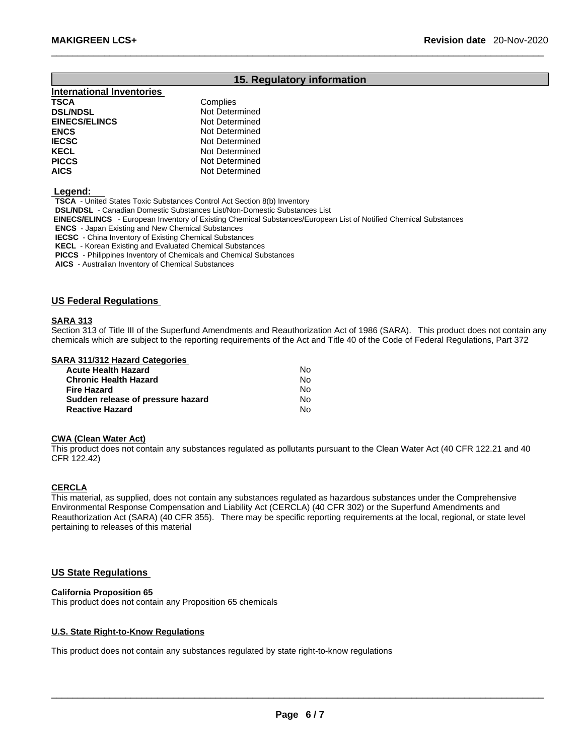## 15. Regulatory information

### International Inventories

| | |
|---|---|
| **TSCA** | Complies |
| **DSL/NDSL** | Not Determined |
| **EINECS/ELINCS** | Not Determined |
| **ENCS** | Not Determined |
| **IECSC** | Not Determined |
| **KECL** | Not Determined |
| **PICCS** | Not Determined |
| **AICS** | Not Determined |

**Legend:**

**TSCA** - United States Toxic Substances Control Act Section 8(b) Inventory
**DSL/NDSL** - Canadian Domestic Substances List/Non-Domestic Substances List
**EINECS/ELINCS** - European Inventory of Existing Chemical Substances/European List of Notified Chemical Substances
**ENCS** - Japan Existing and New Chemical Substances
**IECSC** - China Inventory of Existing Chemical Substances
**KECL** - Korean Existing and Evaluated Chemical Substances
**PICCS** - Philippines Inventory of Chemicals and Chemical Substances
**AICS** - Australian Inventory of Chemical Substances

### US Federal Regulations

**SARA 313**

Section 313 of Title III of the Superfund Amendments and Reauthorization Act of 1986 (SARA). This product does not contain any chemicals which are subject to the reporting requirements of the Act and Title 40 of the Code of Federal Regulations, Part 372

**SARA 311/312 Hazard Categories**

| | |
|---|---|
| **Acute Health Hazard** | No |
| **Chronic Health Hazard** | No |
| **Fire Hazard** | No |
| **Sudden release of pressure hazard** | No |
| **Reactive Hazard** | No |

**CWA (Clean Water Act)**

This product does not contain any substances regulated as pollutants pursuant to the Clean Water Act (40 CFR 122.21 and 40 CFR 122.42)

**CERCLA**

This material, as supplied, does not contain any substances regulated as hazardous substances under the Comprehensive Environmental Response Compensation and Liability Act (CERCLA) (40 CFR 302) or the Superfund Amendments and Reauthorization Act (SARA) (40 CFR 355). There may be specific reporting requirements at the local, regional, or state level pertaining to releases of this material

### US State Regulations

**California Proposition 65**

This product does not contain any Proposition 65 chemicals

**U.S. State Right-to-Know Regulations**

This product does not contain any substances regulated by state right-to-know regulations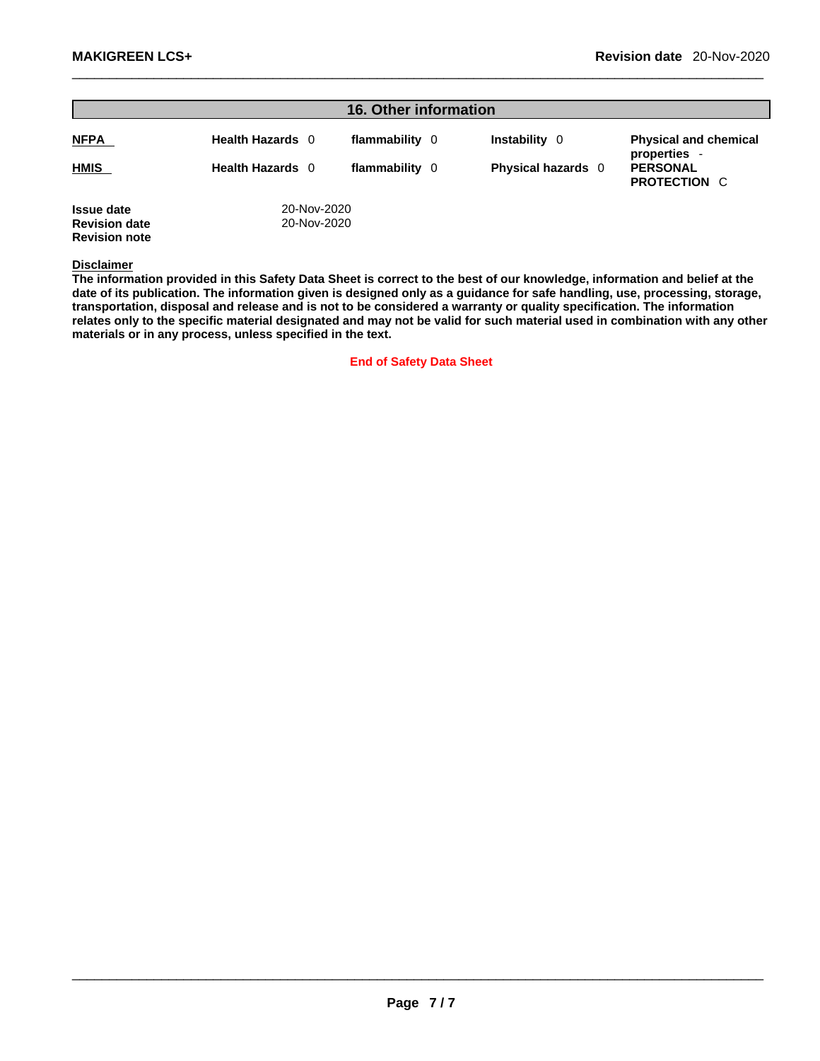## 16. Other information

| | | | | |
|---|---|---|---|---|
| **NFPA** | **Health Hazards** 0 | **flammability** 0 | **Instability** 0 | **Physical and chemical properties** - |
| **HMIS** | **Health Hazards** 0 | **flammability** 0 | **Physical hazards** 0 | **PERSONAL PROTECTION** C |

**Issue date** 20-Nov-2020
**Revision date** 20-Nov-2020
**Revision note**

**Disclaimer**
**The information provided in this Safety Data Sheet is correct to the best of our knowledge, information and belief at the date of its publication. The information given is designed only as a guidance for safe handling, use, processing, storage, transportation, disposal and release and is not to be considered a warranty or quality specification. The information relates only to the specific material designated and may not be valid for such material used in combination with any other materials or in any process, unless specified in the text.**

**End of Safety Data Sheet**